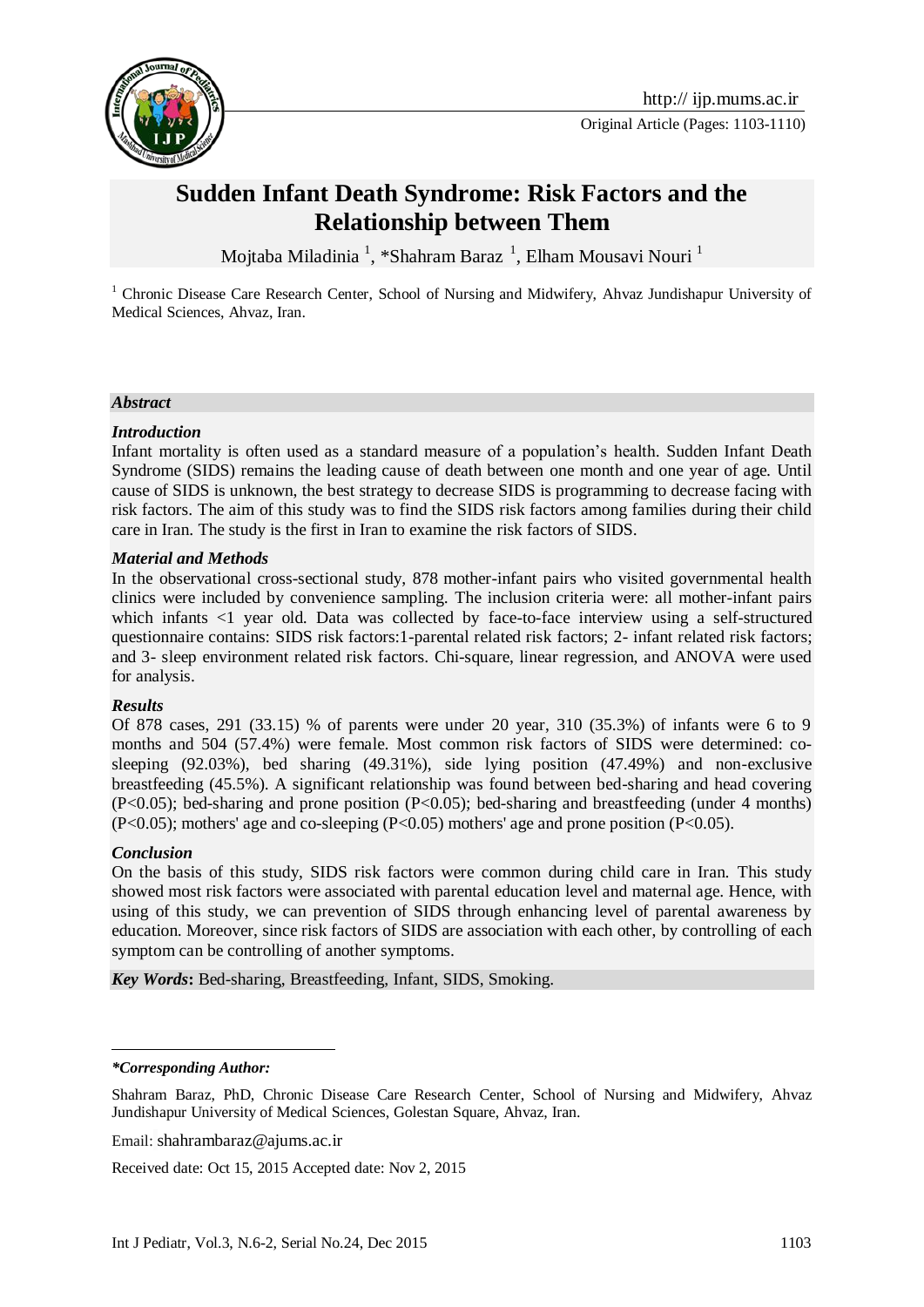# Sudden Infant Death Syndrome: Risk Factors and the Relationship between Them

Mojtaba Miladinia [1], *Shahram Baraz [1], Elham Mousavi Nouri [1]

[1] Chronic Disease Care Research Center, School of Nursing and Midwifery, Ahvaz Jundishapur University of Medical Sciences, Ahvaz, Iran.

### *Abstract*

#### *Introduction*

Infant mortality is often used as a standard measure of a population's health. Sudden Infant Death Syndrome (SIDS) remains the leading cause of death between one month and one year of age. Until cause of SIDS is unknown, the best strategy to decrease SIDS is programming to decrease facing with risk factors. The aim of this study was to find the SIDS risk factors among families during their child care in Iran. The study is the first in Iran to examine the risk factors of SIDS.

#### *Material and Methods*

In the observational cross-sectional study, 878 mother-infant pairs who visited governmental health clinics were included by convenience sampling. The inclusion criteria were: all mother-infant pairs which infants <1 year old. Data was collected by face-to-face interview using a self-structured questionnaire contains: SIDS risk factors:1-parental related risk factors; 2- infant related risk factors; and 3- sleep environment related risk factors. Chi-square, linear regression, and ANOVA were used for analysis.

#### *Results*

Of 878 cases, 291 (33.15) % of parents were under 20 year, 310 (35.3%) of infants were 6 to 9 months and 504 (57.4%) were female. Most common risk factors of SIDS were determined: co-sleeping (92.03%), bed sharing (49.31%), side lying position (47.49%) and non-exclusive breastfeeding (45.5%). A significant relationship was found between bed-sharing and head covering ($P<0.05$); bed-sharing and prone position ($P<0.05$); bed-sharing and breastfeeding (under 4 months) ($P<0.05$); mothers' age and co-sleeping ($P<0.05$) mothers' age and prone position ($P<0.05$).

#### *Conclusion*

On the basis of this study, SIDS risk factors were common during child care in Iran. This study showed most risk factors were associated with parental education level and maternal age. Hence, with using of this study, we can prevention of SIDS through enhancing level of parental awareness by education. Moreover, since risk factors of SIDS are association with each other, by controlling of each symptom can be controlling of another symptoms.

***Key Words*:** Bed-sharing, Breastfeeding, Infant, SIDS, Smoking.

---

***\*Corresponding Author:***

Shahram Baraz, PhD, Chronic Disease Care Research Center, School of Nursing and Midwifery, Ahvaz Jundishapur University of Medical Sciences, Golestan Square, Ahvaz, Iran.

Email: shahrambaraz@ajums.ac.ir

Received date: Oct 15, 2015 Accepted date: Nov 2, 2015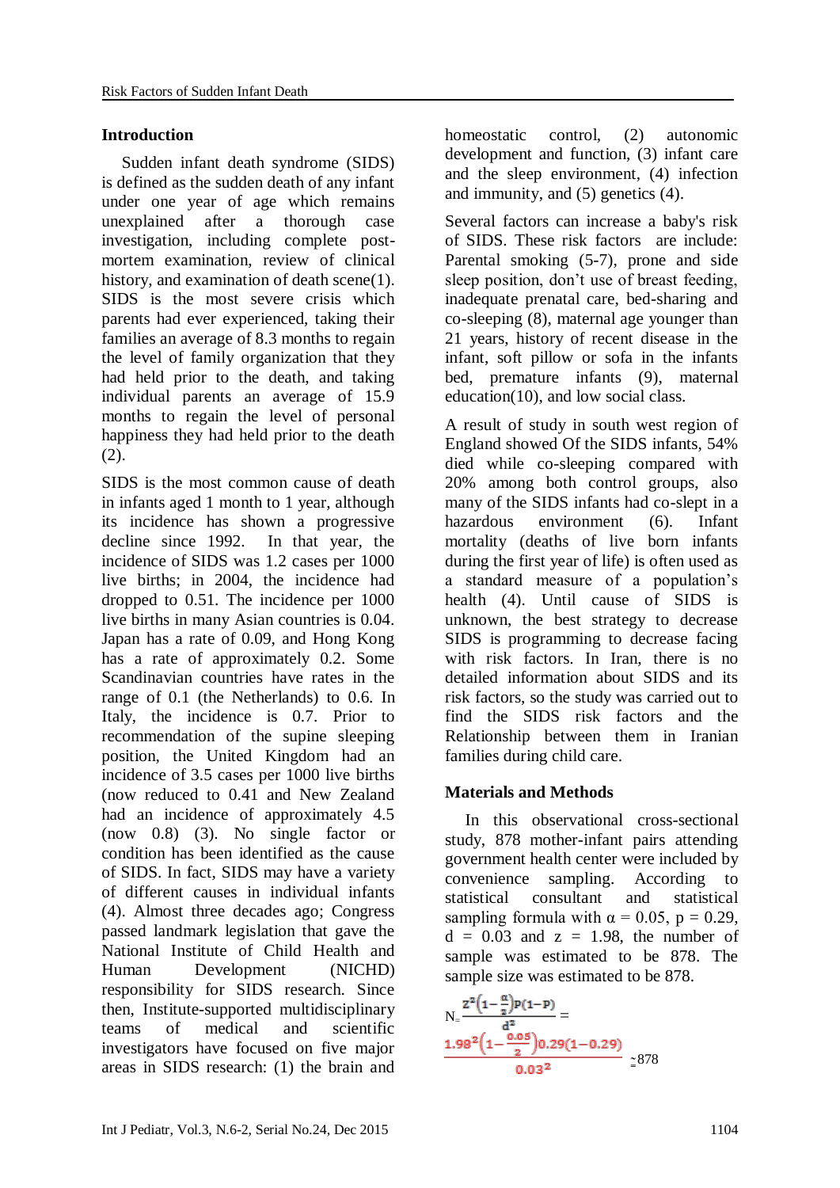## Introduction

Sudden infant death syndrome (SIDS) is defined as the sudden death of any infant under one year of age which remains unexplained after a thorough case investigation, including complete post-mortem examination, review of clinical history, and examination of death scene(1). SIDS is the most severe crisis which parents had ever experienced, taking their families an average of 8.3 months to regain the level of family organization that they had held prior to the death, and taking individual parents an average of 15.9 months to regain the level of personal happiness they had held prior to the death (2).

SIDS is the most common cause of death in infants aged 1 month to 1 year, although its incidence has shown a progressive decline since 1992. In that year, the incidence of SIDS was 1.2 cases per 1000 live births; in 2004, the incidence had dropped to 0.51. The incidence per 1000 live births in many Asian countries is 0.04. Japan has a rate of 0.09, and Hong Kong has a rate of approximately 0.2. Some Scandinavian countries have rates in the range of 0.1 (the Netherlands) to 0.6. In Italy, the incidence is 0.7. Prior to recommendation of the supine sleeping position, the United Kingdom had an incidence of 3.5 cases per 1000 live births (now reduced to 0.41 and New Zealand had an incidence of approximately 4.5 (now 0.8) (3). No single factor or condition has been identified as the cause of SIDS. In fact, SIDS may have a variety of different causes in individual infants (4). Almost three decades ago; Congress passed landmark legislation that gave the National Institute of Child Health and Human Development (NICHD) responsibility for SIDS research. Since then, Institute-supported multidisciplinary teams of medical and scientific investigators have focused on five major areas in SIDS research: (1) the brain and homeostatic control, (2) autonomic development and function, (3) infant care and the sleep environment, (4) infection and immunity, and (5) genetics (4).

Several factors can increase a baby's risk of SIDS. These risk factors are include: Parental smoking (5-7), prone and side sleep position, don't use of breast feeding, inadequate prenatal care, bed-sharing and co-sleeping (8), maternal age younger than 21 years, history of recent disease in the infant, soft pillow or sofa in the infants bed, premature infants (9), maternal education(10), and low social class.

A result of study in south west region of England showed Of the SIDS infants, 54% died while co-sleeping compared with 20% among both control groups, also many of the SIDS infants had co-slept in a hazardous environment (6). Infant mortality (deaths of live born infants during the first year of life) is often used as a standard measure of a population's health (4). Until cause of SIDS is unknown, the best strategy to decrease SIDS is programming to decrease facing with risk factors. In Iran, there is no detailed information about SIDS and its risk factors, so the study was carried out to find the SIDS risk factors and the Relationship between them in Iranian families during child care.

## Materials and Methods

In this observational cross-sectional study, 878 mother-infant pairs attending government health center were included by convenience sampling. According to statistical consultant and statistical sampling formula with $\alpha = 0.05$, $p = 0.29$, $d = 0.03$ and $z = 1.98$, the number of sample was estimated to be 878. The sample size was estimated to be 878.

$$N = \frac{z^2\left(1-\frac{\alpha}{2}\right)P(1-P)}{d^2} = \frac{1.98^2\left(1-\frac{0.05}{2}\right)0.29(1-0.29)}{0.03^2} \simeq 878$$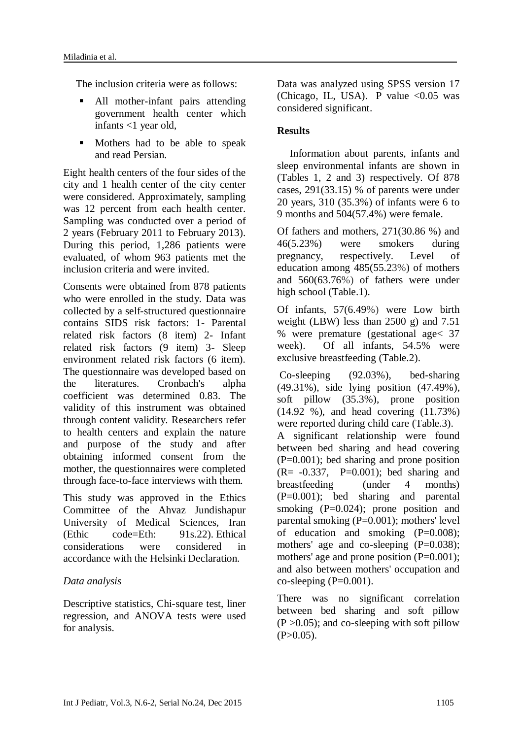The inclusion criteria were as follows:

- All mother-infant pairs attending government health center which infants <1 year old,
- Mothers had to be able to speak and read Persian.

Eight health centers of the four sides of the city and 1 health center of the city center were considered. Approximately, sampling was 12 percent from each health center. Sampling was conducted over a period of 2 years (February 2011 to February 2013). During this period, 1,286 patients were evaluated, of whom 963 patients met the inclusion criteria and were invited.

Consents were obtained from 878 patients who were enrolled in the study. Data was collected by a self-structured questionnaire contains SIDS risk factors: 1- Parental related risk factors (8 item) 2- Infant related risk factors (9 item) 3- Sleep environment related risk factors (6 item). The questionnaire was developed based on the literatures. Cronbach's alpha coefficient was determined 0.83. The validity of this instrument was obtained through content validity. Researchers refer to health centers and explain the nature and purpose of the study and after obtaining informed consent from the mother, the questionnaires were completed through face-to-face interviews with them.

This study was approved in the Ethics Committee of the Ahvaz Jundishapur University of Medical Sciences, Iran (Ethic code=Eth: 91s.22). Ethical considerations were considered in accordance with the Helsinki Declaration.

*Data analysis*

Descriptive statistics, Chi-square test, liner regression, and ANOVA tests were used for analysis.

Data was analyzed using SPSS version 17 (Chicago, IL, USA). P value <0.05 was considered significant.

## Results

Information about parents, infants and sleep environmental infants are shown in (Tables 1, 2 and 3) respectively. Of 878 cases, 291(33.15) % of parents were under 20 years, 310 (35.3%) of infants were 6 to 9 months and 504(57.4%) were female.

Of fathers and mothers, 271(30.86 %) and 46(5.23%) were smokers during pregnancy, respectively. Level of education among 485(55.23%) of mothers and 560(63.76%) of fathers were under high school (Table.1).

Of infants, 57(6.49%) were Low birth weight (LBW) less than 2500 g) and 7.51 % were premature (gestational age< 37 week). Of all infants, 54.5% were exclusive breastfeeding (Table.2).

Co-sleeping (92.03%), bed-sharing (49.31%), side lying position (47.49%), soft pillow (35.3%), prone position (14.92 %), and head covering (11.73%) were reported during child care (Table.3).

A significant relationship were found between bed sharing and head covering (P=0.001); bed sharing and prone position (R= -0.337, P=0.001); bed sharing and breastfeeding (under 4 months) (P=0.001); bed sharing and parental smoking (P=0.024); prone position and parental smoking (P=0.001); mothers' level of education and smoking (P=0.008); mothers' age and co-sleeping (P=0.038); mothers' age and prone position (P=0.001); and also between mothers' occupation and co-sleeping (P=0.001).

There was no significant correlation between bed sharing and soft pillow (P >0.05); and co-sleeping with soft pillow (P>0.05).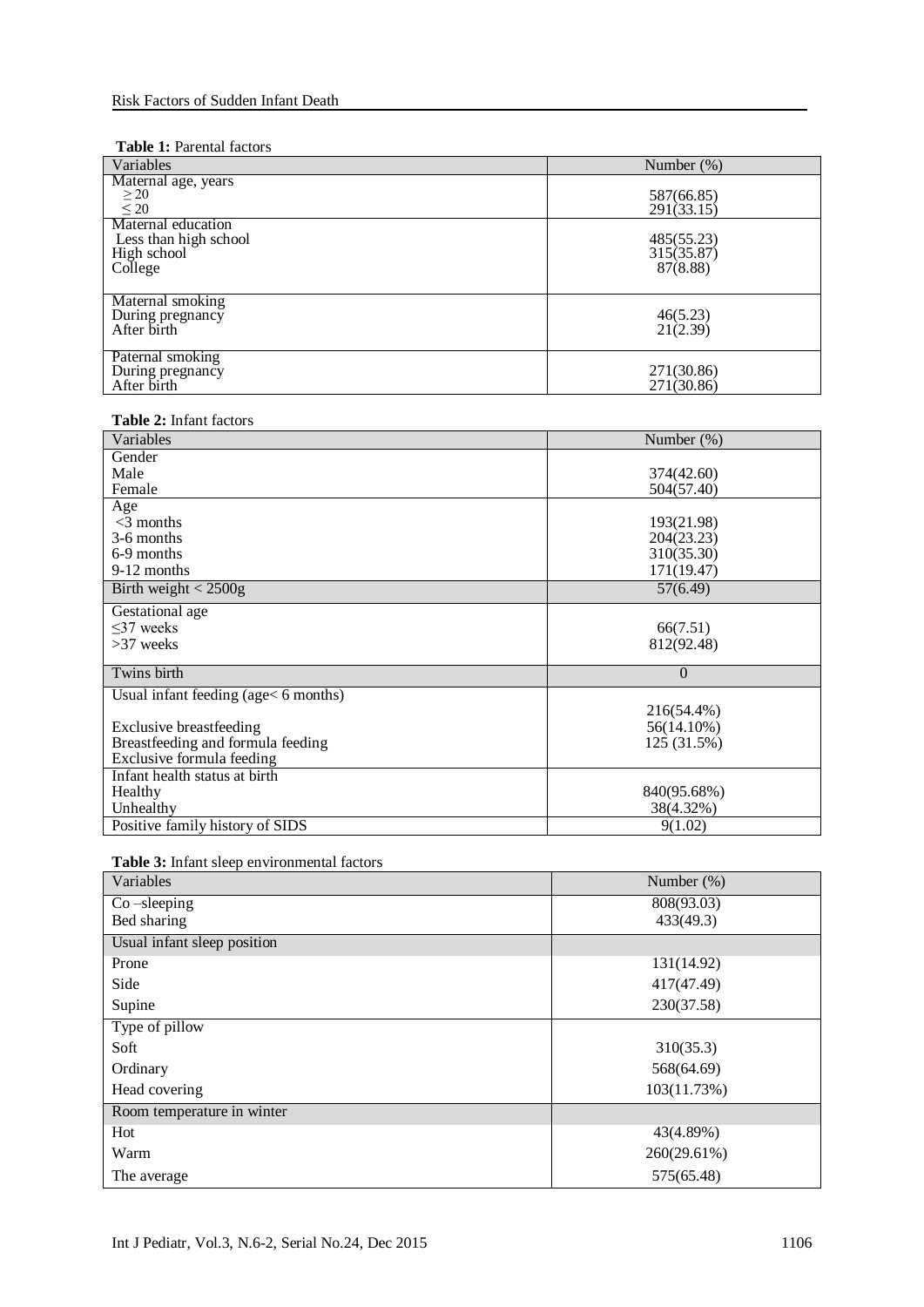**Table 1:** Parental factors

| Variables | Number (%) |
| --- | --- |
| Maternal age, years | |
| ≥ 20 | 587(66.85) |
| ≤ 20 | 291(33.15) |
| Maternal education | |
| Less than high school | 485(55.23) |
| High school | 315(35.87) |
| College | 87(8.88) |
| Maternal smoking | |
| During pregnancy | 46(5.23) |
| After birth | 21(2.39) |
| Paternal smoking | |
| During pregnancy | 271(30.86) |
| After birth | 271(30.86) |

**Table 2:** Infant factors

| Variables | Number (%) |
| --- | --- |
| Gender | |
| Male | 374(42.60) |
| Female | 504(57.40) |
| Age | |
| <3 months | 193(21.98) |
| 3-6 months | 204(23.23) |
| 6-9 months | 310(35.30) |
| 9-12 months | 171(19.47) |
| Birth weight < 2500g | 57(6.49) |
| Gestational age | |
| ≤37 weeks | 66(7.51) |
| >37 weeks | 812(92.48) |
| Twins birth | 0 |
| Usual infant feeding (age< 6 months) | |
| Exclusive breastfeeding | 216(54.4%) |
| Breastfeeding and formula feeding | 56(14.10%) |
| Exclusive formula feeding | 125 (31.5%) |
| Infant health status at birth | |
| Healthy | 840(95.68%) |
| Unhealthy | 38(4.32%) |
| Positive family history of SIDS | 9(1.02) |

**Table 3:** Infant sleep environmental factors

| Variables | Number (%) |
| --- | --- |
| Co –sleeping | 808(93.03) |
| Bed sharing | 433(49.3) |
| Usual infant sleep position | |
| Prone | 131(14.92) |
| Side | 417(47.49) |
| Supine | 230(37.58) |
| Type of pillow | |
| Soft | 310(35.3) |
| Ordinary | 568(64.69) |
| Head covering | 103(11.73%) |
| Room temperature in winter | |
| Hot | 43(4.89%) |
| Warm | 260(29.61%) |
| The average | 575(65.48) |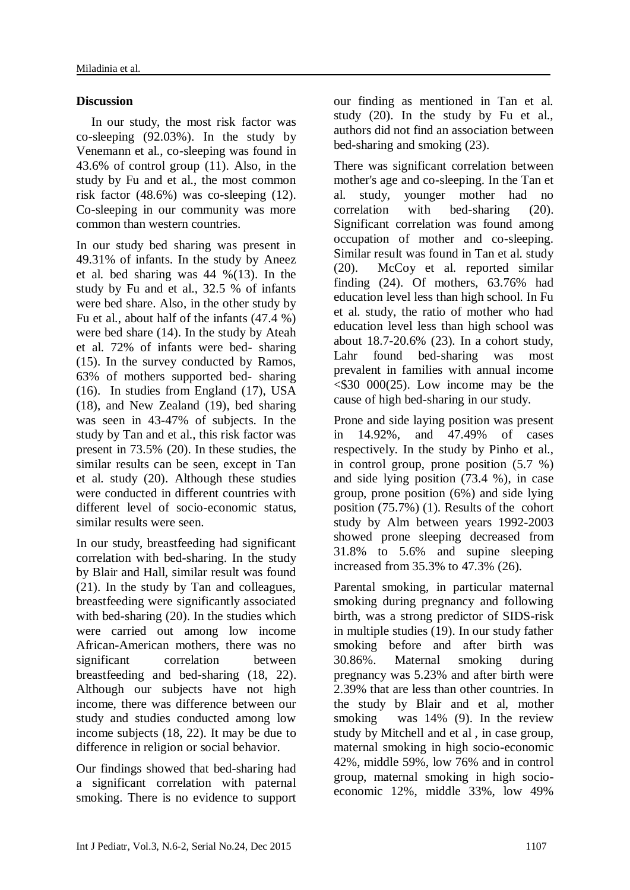### Discussion

In our study, the most risk factor was co-sleeping (92.03%). In the study by Venemann et al., co-sleeping was found in 43.6% of control group (11). Also, in the study by Fu and et al., the most common risk factor (48.6%) was co-sleeping (12). Co-sleeping in our community was more common than western countries.

In our study bed sharing was present in 49.31% of infants. In the study by Aneez et al. bed sharing was 44 %(13). In the study by Fu and et al., 32.5 % of infants were bed share. Also, in the other study by Fu et al., about half of the infants (47.4 %) were bed share (14). In the study by Ateah et al. 72% of infants were bed- sharing (15). In the survey conducted by Ramos, 63% of mothers supported bed- sharing (16). In studies from England (17), USA (18), and New Zealand (19), bed sharing was seen in 43-47% of subjects. In the study by Tan and et al., this risk factor was present in 73.5% (20). In these studies, the similar results can be seen, except in Tan et al. study (20). Although these studies were conducted in different countries with different level of socio-economic status, similar results were seen.

In our study, breastfeeding had significant correlation with bed-sharing. In the study by Blair and Hall, similar result was found (21). In the study by Tan and colleagues, breastfeeding were significantly associated with bed-sharing (20). In the studies which were carried out among low income African-American mothers, there was no significant correlation between breastfeeding and bed-sharing (18, 22). Although our subjects have not high income, there was difference between our study and studies conducted among low income subjects (18, 22). It may be due to difference in religion or social behavior.

Our findings showed that bed-sharing had a significant correlation with paternal smoking. There is no evidence to support our finding as mentioned in Tan et al. study (20). In the study by Fu et al., authors did not find an association between bed-sharing and smoking (23).

There was significant correlation between mother's age and co-sleeping. In the Tan et al. study, younger mother had no correlation with bed-sharing (20). Significant correlation was found among occupation of mother and co-sleeping. Similar result was found in Tan et al. study (20). McCoy et al. reported similar finding (24). Of mothers, 63.76% had education level less than high school. In Fu et al. study, the ratio of mother who had education level less than high school was about 18.7-20.6% (23). In a cohort study, Lahr found bed-sharing was most prevalent in families with annual income <$30 000(25). Low income may be the cause of high bed-sharing in our study.

Prone and side laying position was present in 14.92%, and 47.49% of cases respectively. In the study by Pinho et al., in control group, prone position (5.7 %) and side lying position (73.4 %), in case group, prone position (6%) and side lying position (75.7%) (1). Results of the cohort study by Alm between years 1992-2003 showed prone sleeping decreased from 31.8% to 5.6% and supine sleeping increased from 35.3% to 47.3% (26).

Parental smoking, in particular maternal smoking during pregnancy and following birth, was a strong predictor of SIDS-risk in multiple studies (19). In our study father smoking before and after birth was 30.86%. Maternal smoking during pregnancy was 5.23% and after birth were 2.39% that are less than other countries. In the study by Blair and et al, mother smoking was 14% (9). In the review study by Mitchell and et al , in case group, maternal smoking in high socio-economic 42%, middle 59%, low 76% and in control group, maternal smoking in high socio-economic 12%, middle 33%, low 49%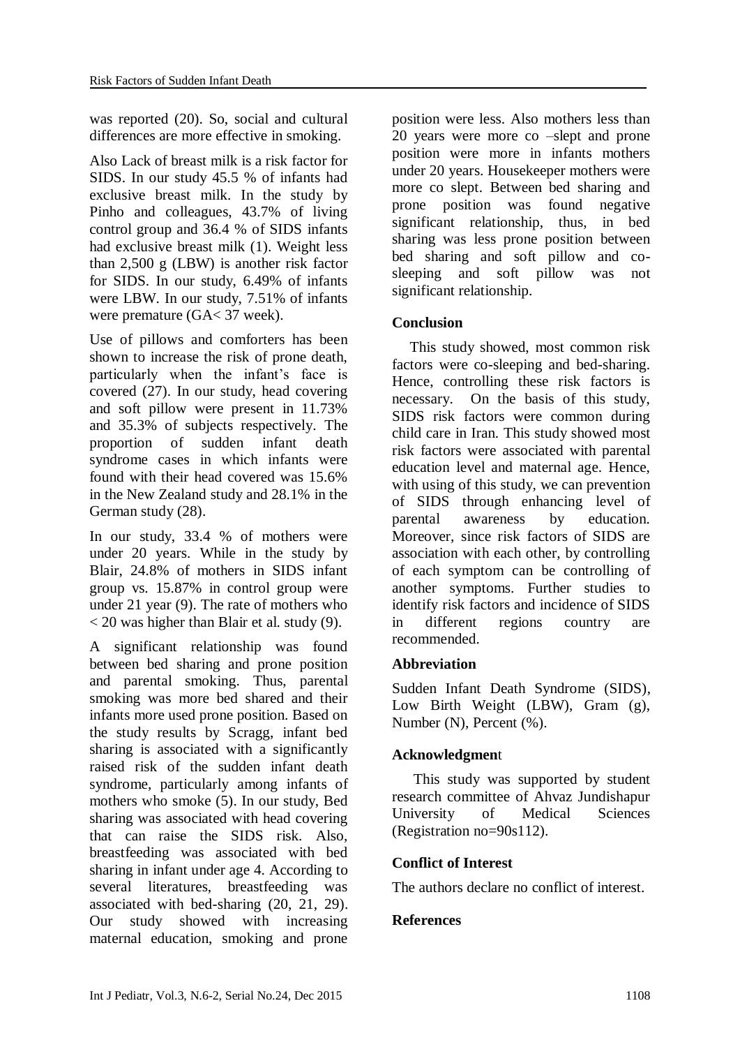was reported (20). So, social and cultural differences are more effective in smoking.

Also Lack of breast milk is a risk factor for SIDS. In our study 45.5 % of infants had exclusive breast milk. In the study by Pinho and colleagues, 43.7% of living control group and 36.4 % of SIDS infants had exclusive breast milk (1). Weight less than 2,500 g (LBW) is another risk factor for SIDS. In our study, 6.49% of infants were LBW. In our study, 7.51% of infants were premature (GA< 37 week).

Use of pillows and comforters has been shown to increase the risk of prone death, particularly when the infant's face is covered (27). In our study, head covering and soft pillow were present in 11.73% and 35.3% of subjects respectively. The proportion of sudden infant death syndrome cases in which infants were found with their head covered was 15.6% in the New Zealand study and 28.1% in the German study (28).

In our study, 33.4 % of mothers were under 20 years. While in the study by Blair, 24.8% of mothers in SIDS infant group vs. 15.87% in control group were under 21 year (9). The rate of mothers who < 20 was higher than Blair et al. study (9).

A significant relationship was found between bed sharing and prone position and parental smoking. Thus, parental smoking was more bed shared and their infants more used prone position. Based on the study results by Scragg, infant bed sharing is associated with a significantly raised risk of the sudden infant death syndrome, particularly among infants of mothers who smoke (5). In our study, Bed sharing was associated with head covering that can raise the SIDS risk. Also, breastfeeding was associated with bed sharing in infant under age 4. According to several literatures, breastfeeding was associated with bed-sharing (20, 21, 29). Our study showed with increasing maternal education, smoking and prone position were less. Also mothers less than 20 years were more co –slept and prone position were more in infants mothers under 20 years. Housekeeper mothers were more co slept. Between bed sharing and prone position was found negative significant relationship, thus, in bed sharing was less prone position between bed sharing and soft pillow and co-sleeping and soft pillow was not significant relationship.

## Conclusion

This study showed, most common risk factors were co-sleeping and bed-sharing. Hence, controlling these risk factors is necessary. On the basis of this study, SIDS risk factors were common during child care in Iran. This study showed most risk factors were associated with parental education level and maternal age. Hence, with using of this study, we can prevention of SIDS through enhancing level of parental awareness by education. Moreover, since risk factors of SIDS are association with each other, by controlling of each symptom can be controlling of another symptoms. Further studies to identify risk factors and incidence of SIDS in different regions country are recommended.

## Abbreviation

Sudden Infant Death Syndrome (SIDS), Low Birth Weight (LBW), Gram (g), Number (N), Percent (%).

## Acknowledgment

This study was supported by student research committee of Ahvaz Jundishapur University of Medical Sciences (Registration no=90s112).

## Conflict of Interest

The authors declare no conflict of interest.

## References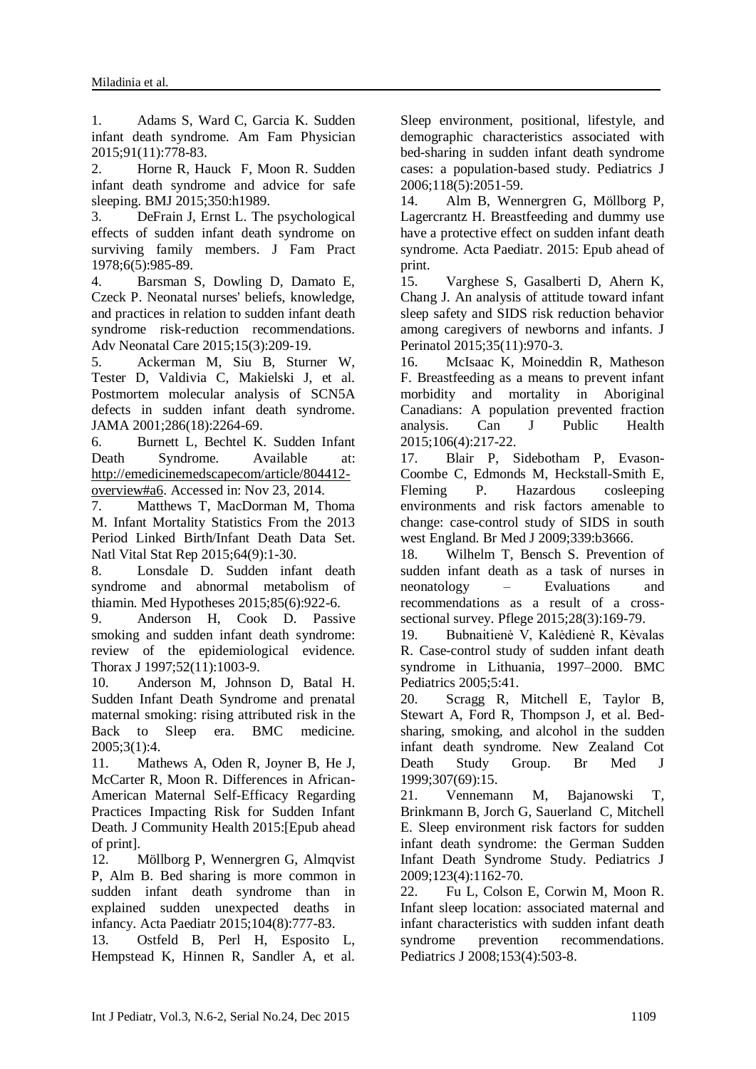1. Adams S, Ward C, Garcia K. Sudden infant death syndrome. Am Fam Physician 2015;91(11):778-83.
2. Horne R, Hauck F, Moon R. Sudden infant death syndrome and advice for safe sleeping. BMJ 2015;350:h1989.
3. DeFrain J, Ernst L. The psychological effects of sudden infant death syndrome on surviving family members. J Fam Pract 1978;6(5):985-89.
4. Barsman S, Dowling D, Damato E, Czeck P. Neonatal nurses' beliefs, knowledge, and practices in relation to sudden infant death syndrome risk-reduction recommendations. Adv Neonatal Care 2015;15(3):209-19.
5. Ackerman M, Siu B, Sturner W, Tester D, Valdivia C, Makielski J, et al. Postmortem molecular analysis of SCN5A defects in sudden infant death syndrome. JAMA 2001;286(18):2264-69.
6. Burnett L, Bechtel K. Sudden Infant Death Syndrome. Available at: http://emedicinemedscapecom/article/804412-overview#a6. Accessed in: Nov 23, 2014.
7. Matthews T, MacDorman M, Thoma M. Infant Mortality Statistics From the 2013 Period Linked Birth/Infant Death Data Set. Natl Vital Stat Rep 2015;64(9):1-30.
8. Lonsdale D. Sudden infant death syndrome and abnormal metabolism of thiamin. Med Hypotheses 2015;85(6):922-6.
9. Anderson H, Cook D. Passive smoking and sudden infant death syndrome: review of the epidemiological evidence. Thorax J 1997;52(11):1003-9.
10. Anderson M, Johnson D, Batal H. Sudden Infant Death Syndrome and prenatal maternal smoking: rising attributed risk in the Back to Sleep era. BMC medicine. 2005;3(1):4.
11. Mathews A, Oden R, Joyner B, He J, McCarter R, Moon R. Differences in African-American Maternal Self-Efficacy Regarding Practices Impacting Risk for Sudden Infant Death. J Community Health 2015:[Epub ahead of print].
12. Möllborg P, Wennergren G, Almqvist P, Alm B. Bed sharing is more common in sudden infant death syndrome than in explained sudden unexpected deaths in infancy. Acta Paediatr 2015;104(8):777-83.
13. Ostfeld B, Perl H, Esposito L, Hempstead K, Hinnen R, Sandler A, et al. Sleep environment, positional, lifestyle, and demographic characteristics associated with bed-sharing in sudden infant death syndrome cases: a population-based study. Pediatrics J 2006;118(5):2051-59.
14. Alm B, Wennergren G, Möllborg P, Lagercrantz H. Breastfeeding and dummy use have a protective effect on sudden infant death syndrome. Acta Paediatr. 2015: Epub ahead of print.
15. Varghese S, Gasalberti D, Ahern K, Chang J. An analysis of attitude toward infant sleep safety and SIDS risk reduction behavior among caregivers of newborns and infants. J Perinatol 2015;35(11):970-3.
16. McIsaac K, Moineddin R, Matheson F. Breastfeeding as a means to prevent infant morbidity and mortality in Aboriginal Canadians: A population prevented fraction analysis. Can J Public Health 2015;106(4):217-22.
17. Blair P, Sidebotham P, Evason-Coombe C, Edmonds M, Heckstall-Smith E, Fleming P. Hazardous cosleeping environments and risk factors amenable to change: case-control study of SIDS in south west England. Br Med J 2009;339:b3666.
18. Wilhelm T, Bensch S. Prevention of sudden infant death as a task of nurses in neonatology – Evaluations and recommendations as a result of a cross-sectional survey. Pflege 2015;28(3):169-79.
19. Bubnaitienė V, Kalėdienė R, Kėvalas R. Case-control study of sudden infant death syndrome in Lithuania, 1997–2000. BMC Pediatrics 2005;5:41.
20. Scragg R, Mitchell E, Taylor B, Stewart A, Ford R, Thompson J, et al. Bed-sharing, smoking, and alcohol in the sudden infant death syndrome. New Zealand Cot Death Study Group. Br Med J 1999;307(69):15.
21. Vennemann M, Bajanowski T, Brinkmann B, Jorch G, Sauerland C, Mitchell E. Sleep environment risk factors for sudden infant death syndrome: the German Sudden Infant Death Syndrome Study. Pediatrics J 2009;123(4):1162-70.
22. Fu L, Colson E, Corwin M, Moon R. Infant sleep location: associated maternal and infant characteristics with sudden infant death syndrome prevention recommendations. Pediatrics J 2008;153(4):503-8.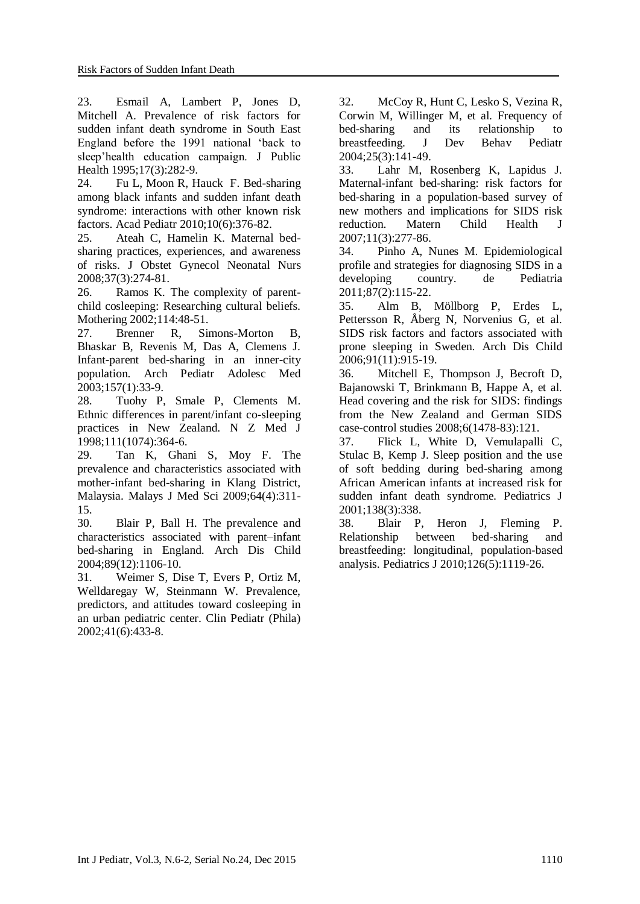23. Esmail A, Lambert P, Jones D, Mitchell A. Prevalence of risk factors for sudden infant death syndrome in South East England before the 1991 national 'back to sleep'health education campaign. J Public Health 1995;17(3):282-9.

24. Fu L, Moon R, Hauck F. Bed-sharing among black infants and sudden infant death syndrome: interactions with other known risk factors. Acad Pediatr 2010;10(6):376-82.

25. Ateah C, Hamelin K. Maternal bed-sharing practices, experiences, and awareness of risks. J Obstet Gynecol Neonatal Nurs 2008;37(3):274-81.

26. Ramos K. The complexity of parent-child cosleeping: Researching cultural beliefs. Mothering 2002;114:48-51.

27. Brenner R, Simons-Morton B, Bhaskar B, Revenis M, Das A, Clemens J. Infant-parent bed-sharing in an inner-city population. Arch Pediatr Adolesc Med 2003;157(1):33-9.

28. Tuohy P, Smale P, Clements M. Ethnic differences in parent/infant co-sleeping practices in New Zealand. N Z Med J 1998;111(1074):364-6.

29. Tan K, Ghani S, Moy F. The prevalence and characteristics associated with mother-infant bed-sharing in Klang District, Malaysia. Malays J Med Sci 2009;64(4):311-15.

30. Blair P, Ball H. The prevalence and characteristics associated with parent–infant bed-sharing in England. Arch Dis Child 2004;89(12):1106-10.

31. Weimer S, Dise T, Evers P, Ortiz M, Welldaregay W, Steinmann W. Prevalence, predictors, and attitudes toward cosleeping in an urban pediatric center. Clin Pediatr (Phila) 2002;41(6):433-8.

32. McCoy R, Hunt C, Lesko S, Vezina R, Corwin M, Willinger M, et al. Frequency of bed-sharing and its relationship to breastfeeding. J Dev Behav Pediatr 2004;25(3):141-49.

33. Lahr M, Rosenberg K, Lapidus J. Maternal-infant bed-sharing: risk factors for bed-sharing in a population-based survey of new mothers and implications for SIDS risk reduction. Matern Child Health J 2007;11(3):277-86.

34. Pinho A, Nunes M. Epidemiological profile and strategies for diagnosing SIDS in a developing country. de Pediatria 2011;87(2):115-22.

35. Alm B, Möllborg P, Erdes L, Pettersson R, Åberg N, Norvenius G, et al. SIDS risk factors and factors associated with prone sleeping in Sweden. Arch Dis Child 2006;91(11):915-19.

36. Mitchell E, Thompson J, Becroft D, Bajanowski T, Brinkmann B, Happe A, et al. Head covering and the risk for SIDS: findings from the New Zealand and German SIDS case-control studies 2008;6(1478-83):121.

37. Flick L, White D, Vemulapalli C, Stulac B, Kemp J. Sleep position and the use of soft bedding during bed-sharing among African American infants at increased risk for sudden infant death syndrome. Pediatrics J 2001;138(3):338.

38. Blair P, Heron J, Fleming P. Relationship between bed-sharing and breastfeeding: longitudinal, population-based analysis. Pediatrics J 2010;126(5):1119-26.